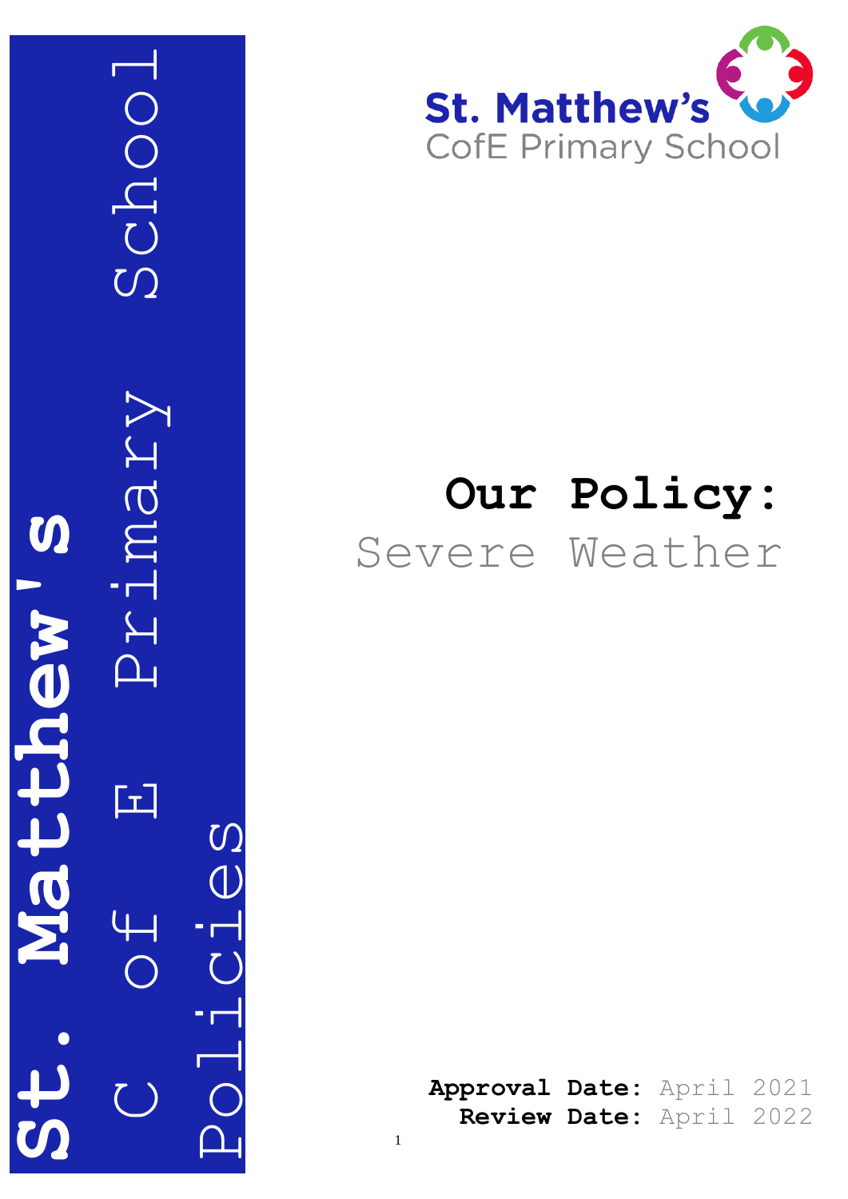St. Matthew's C of E Primary School Policies

St. Matthew's CofE Primary School

# Our Policy:

## Severe Weather

**Approval Date:** April 2021
**Review Date:** April 2022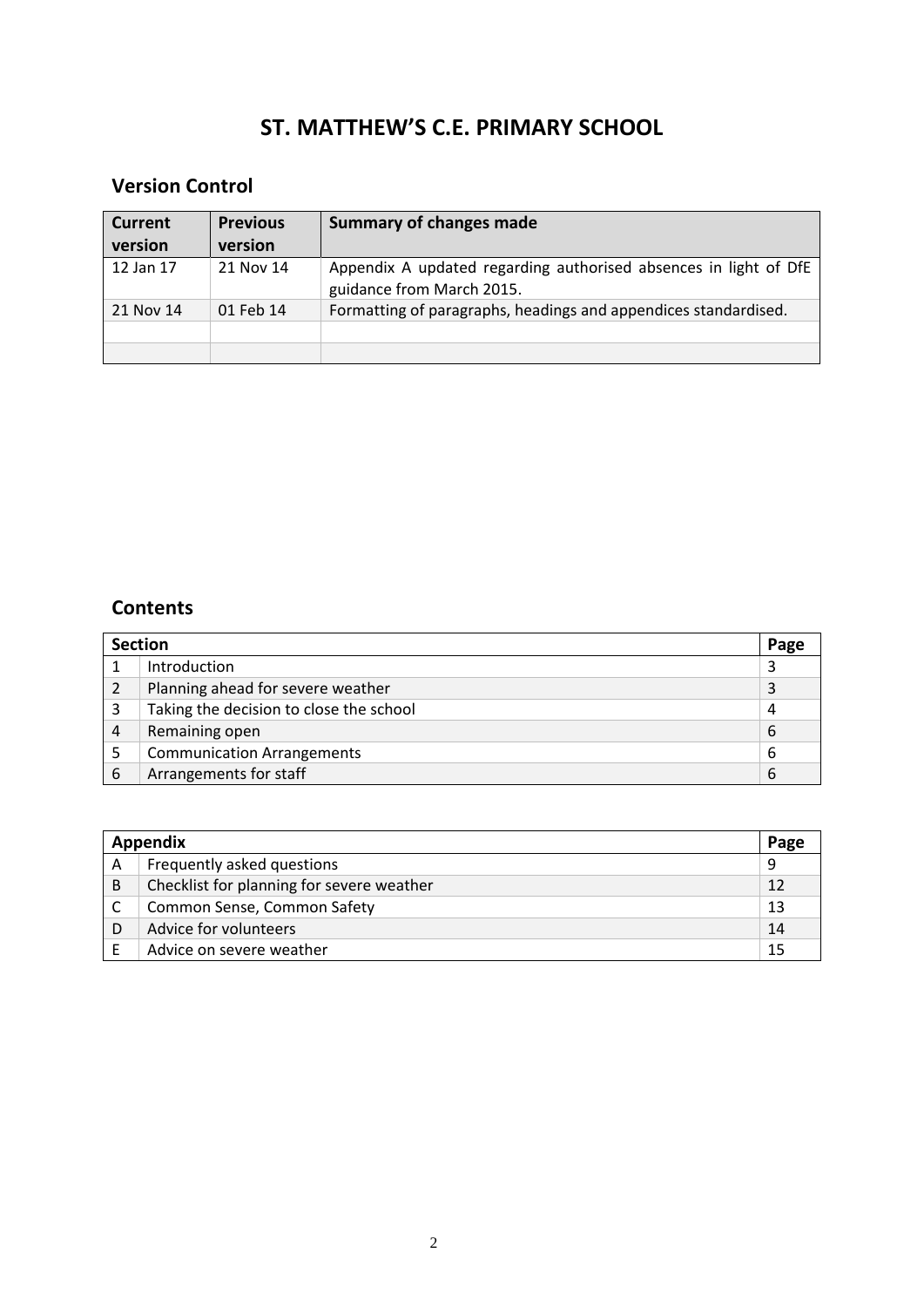# ST. MATTHEW'S C.E. PRIMARY SCHOOL

## Version Control

| Current version | Previous version | Summary of changes made |
|---|---|---|
| 12 Jan 17 | 21 Nov 14 | Appendix A updated regarding authorised absences in light of DfE guidance from March 2015. |
| 21 Nov 14 | 01 Feb 14 | Formatting of paragraphs, headings and appendices standardised. |
| | | |
| | | |

## Contents

| Section | | Page |
|---|---|---|
| 1 | Introduction | 3 |
| 2 | Planning ahead for severe weather | 3 |
| 3 | Taking the decision to close the school | 4 |
| 4 | Remaining open | 6 |
| 5 | Communication Arrangements | 6 |
| 6 | Arrangements for staff | 6 |

| Appendix | | Page |
|---|---|---|
| A | Frequently asked questions | 9 |
| B | Checklist for planning for severe weather | 12 |
| C | Common Sense, Common Safety | 13 |
| D | Advice for volunteers | 14 |
| E | Advice on severe weather | 15 |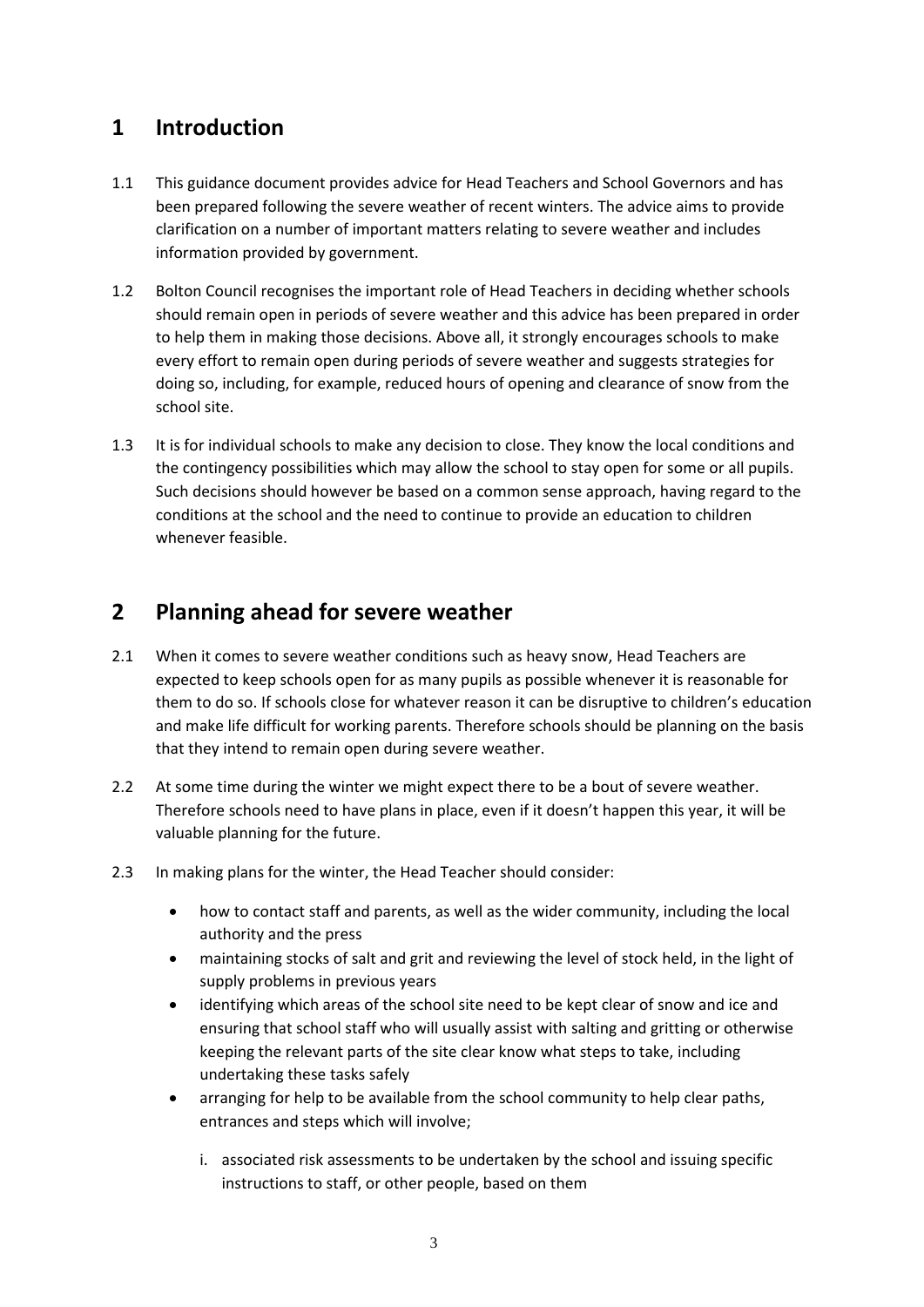## 1 Introduction

1.1 This guidance document provides advice for Head Teachers and School Governors and has been prepared following the severe weather of recent winters. The advice aims to provide clarification on a number of important matters relating to severe weather and includes information provided by government.

1.2 Bolton Council recognises the important role of Head Teachers in deciding whether schools should remain open in periods of severe weather and this advice has been prepared in order to help them in making those decisions. Above all, it strongly encourages schools to make every effort to remain open during periods of severe weather and suggests strategies for doing so, including, for example, reduced hours of opening and clearance of snow from the school site.

1.3 It is for individual schools to make any decision to close. They know the local conditions and the contingency possibilities which may allow the school to stay open for some or all pupils. Such decisions should however be based on a common sense approach, having regard to the conditions at the school and the need to continue to provide an education to children whenever feasible.

## 2 Planning ahead for severe weather

2.1 When it comes to severe weather conditions such as heavy snow, Head Teachers are expected to keep schools open for as many pupils as possible whenever it is reasonable for them to do so. If schools close for whatever reason it can be disruptive to children's education and make life difficult for working parents. Therefore schools should be planning on the basis that they intend to remain open during severe weather.

2.2 At some time during the winter we might expect there to be a bout of severe weather. Therefore schools need to have plans in place, even if it doesn't happen this year, it will be valuable planning for the future.

2.3 In making plans for the winter, the Head Teacher should consider:

- how to contact staff and parents, as well as the wider community, including the local authority and the press
- maintaining stocks of salt and grit and reviewing the level of stock held, in the light of supply problems in previous years
- identifying which areas of the school site need to be kept clear of snow and ice and ensuring that school staff who will usually assist with salting and gritting or otherwise keeping the relevant parts of the site clear know what steps to take, including undertaking these tasks safely
- arranging for help to be available from the school community to help clear paths, entrances and steps which will involve;

    i. associated risk assessments to be undertaken by the school and issuing specific instructions to staff, or other people, based on them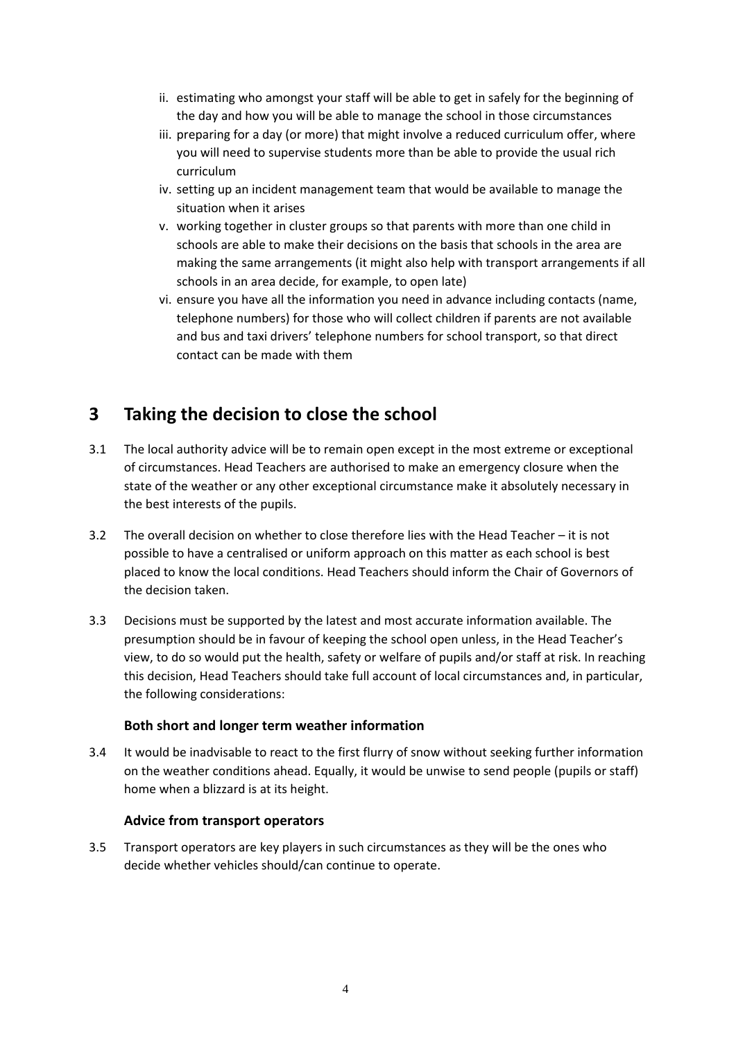ii. estimating who amongst your staff will be able to get in safely for the beginning of the day and how you will be able to manage the school in those circumstances
iii. preparing for a day (or more) that might involve a reduced curriculum offer, where you will need to supervise students more than be able to provide the usual rich curriculum
iv. setting up an incident management team that would be available to manage the situation when it arises
v. working together in cluster groups so that parents with more than one child in schools are able to make their decisions on the basis that schools in the area are making the same arrangements (it might also help with transport arrangements if all schools in an area decide, for example, to open late)
vi. ensure you have all the information you need in advance including contacts (name, telephone numbers) for those who will collect children if parents are not available and bus and taxi drivers' telephone numbers for school transport, so that direct contact can be made with them

# 3 Taking the decision to close the school

3.1 The local authority advice will be to remain open except in the most extreme or exceptional of circumstances. Head Teachers are authorised to make an emergency closure when the state of the weather or any other exceptional circumstance make it absolutely necessary in the best interests of the pupils.

3.2 The overall decision on whether to close therefore lies with the Head Teacher – it is not possible to have a centralised or uniform approach on this matter as each school is best placed to know the local conditions. Head Teachers should inform the Chair of Governors of the decision taken.

3.3 Decisions must be supported by the latest and most accurate information available. The presumption should be in favour of keeping the school open unless, in the Head Teacher's view, to do so would put the health, safety or welfare of pupils and/or staff at risk. In reaching this decision, Head Teachers should take full account of local circumstances and, in particular, the following considerations:

**Both short and longer term weather information**

3.4 It would be inadvisable to react to the first flurry of snow without seeking further information on the weather conditions ahead. Equally, it would be unwise to send people (pupils or staff) home when a blizzard is at its height.

**Advice from transport operators**

3.5 Transport operators are key players in such circumstances as they will be the ones who decide whether vehicles should/can continue to operate.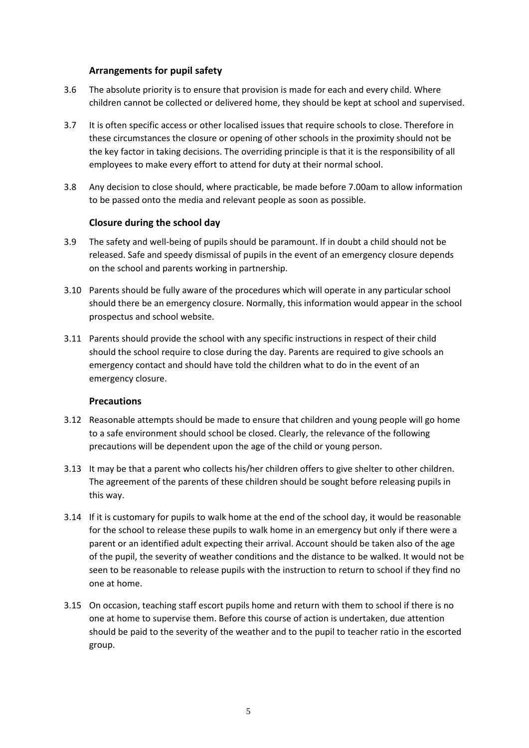### Arrangements for pupil safety

3.6 The absolute priority is to ensure that provision is made for each and every child. Where children cannot be collected or delivered home, they should be kept at school and supervised.

3.7 It is often specific access or other localised issues that require schools to close. Therefore in these circumstances the closure or opening of other schools in the proximity should not be the key factor in taking decisions. The overriding principle is that it is the responsibility of all employees to make every effort to attend for duty at their normal school.

3.8 Any decision to close should, where practicable, be made before 7.00am to allow information to be passed onto the media and relevant people as soon as possible.

### Closure during the school day

3.9 The safety and well-being of pupils should be paramount. If in doubt a child should not be released. Safe and speedy dismissal of pupils in the event of an emergency closure depends on the school and parents working in partnership.

3.10 Parents should be fully aware of the procedures which will operate in any particular school should there be an emergency closure. Normally, this information would appear in the school prospectus and school website.

3.11 Parents should provide the school with any specific instructions in respect of their child should the school require to close during the day. Parents are required to give schools an emergency contact and should have told the children what to do in the event of an emergency closure.

### Precautions

3.12 Reasonable attempts should be made to ensure that children and young people will go home to a safe environment should school be closed. Clearly, the relevance of the following precautions will be dependent upon the age of the child or young person.

3.13 It may be that a parent who collects his/her children offers to give shelter to other children. The agreement of the parents of these children should be sought before releasing pupils in this way.

3.14 If it is customary for pupils to walk home at the end of the school day, it would be reasonable for the school to release these pupils to walk home in an emergency but only if there were a parent or an identified adult expecting their arrival. Account should be taken also of the age of the pupil, the severity of weather conditions and the distance to be walked. It would not be seen to be reasonable to release pupils with the instruction to return to school if they find no one at home.

3.15 On occasion, teaching staff escort pupils home and return with them to school if there is no one at home to supervise them. Before this course of action is undertaken, due attention should be paid to the severity of the weather and to the pupil to teacher ratio in the escorted group.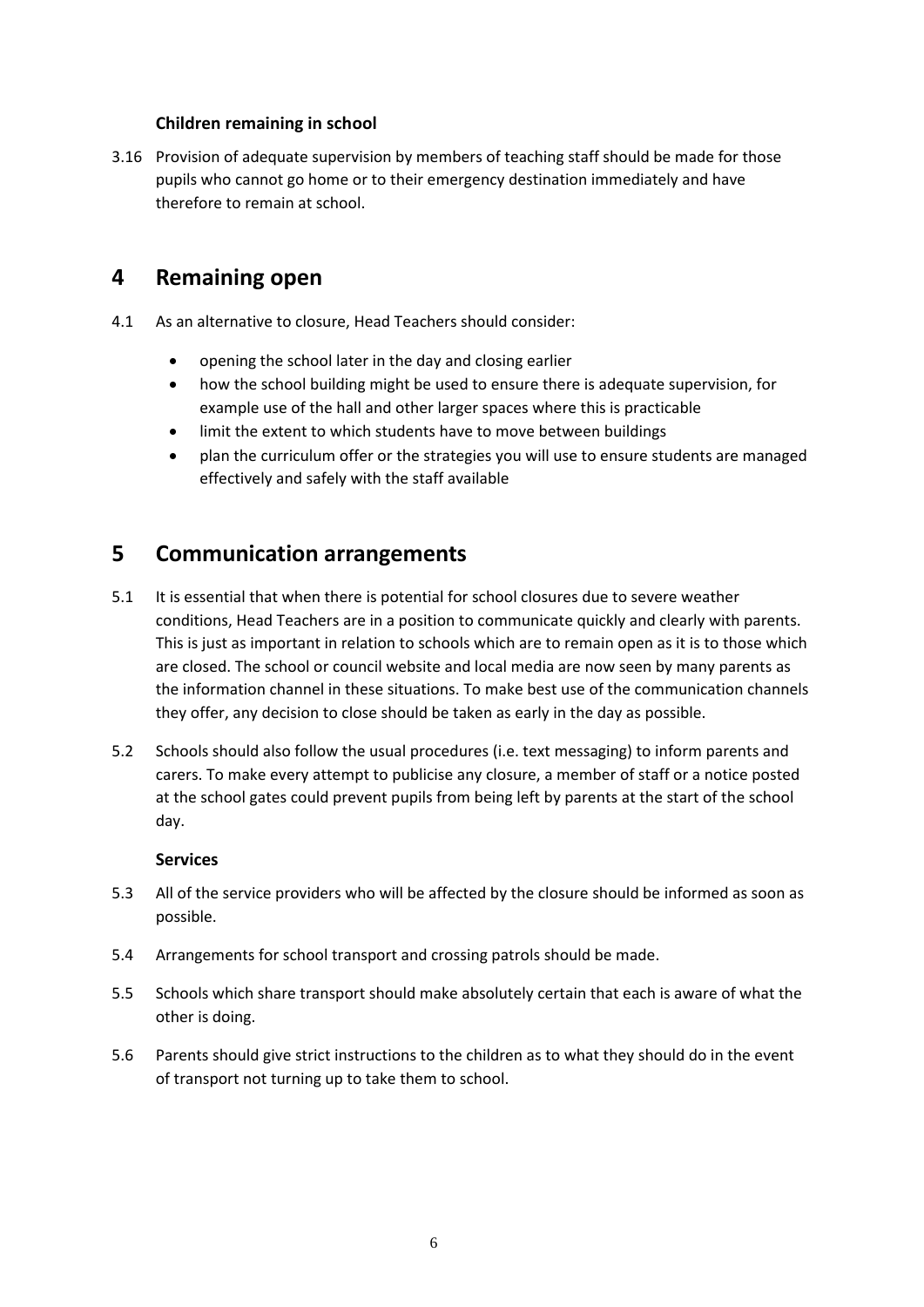### Children remaining in school

3.16 Provision of adequate supervision by members of teaching staff should be made for those pupils who cannot go home or to their emergency destination immediately and have therefore to remain at school.

## 4 Remaining open

4.1 As an alternative to closure, Head Teachers should consider:

- opening the school later in the day and closing earlier
- how the school building might be used to ensure there is adequate supervision, for example use of the hall and other larger spaces where this is practicable
- limit the extent to which students have to move between buildings
- plan the curriculum offer or the strategies you will use to ensure students are managed effectively and safely with the staff available

## 5 Communication arrangements

5.1 It is essential that when there is potential for school closures due to severe weather conditions, Head Teachers are in a position to communicate quickly and clearly with parents. This is just as important in relation to schools which are to remain open as it is to those which are closed. The school or council website and local media are now seen by many parents as the information channel in these situations. To make best use of the communication channels they offer, any decision to close should be taken as early in the day as possible.

5.2 Schools should also follow the usual procedures (i.e. text messaging) to inform parents and carers. To make every attempt to publicise any closure, a member of staff or a notice posted at the school gates could prevent pupils from being left by parents at the start of the school day.

### Services

5.3 All of the service providers who will be affected by the closure should be informed as soon as possible.

5.4 Arrangements for school transport and crossing patrols should be made.

5.5 Schools which share transport should make absolutely certain that each is aware of what the other is doing.

5.6 Parents should give strict instructions to the children as to what they should do in the event of transport not turning up to take them to school.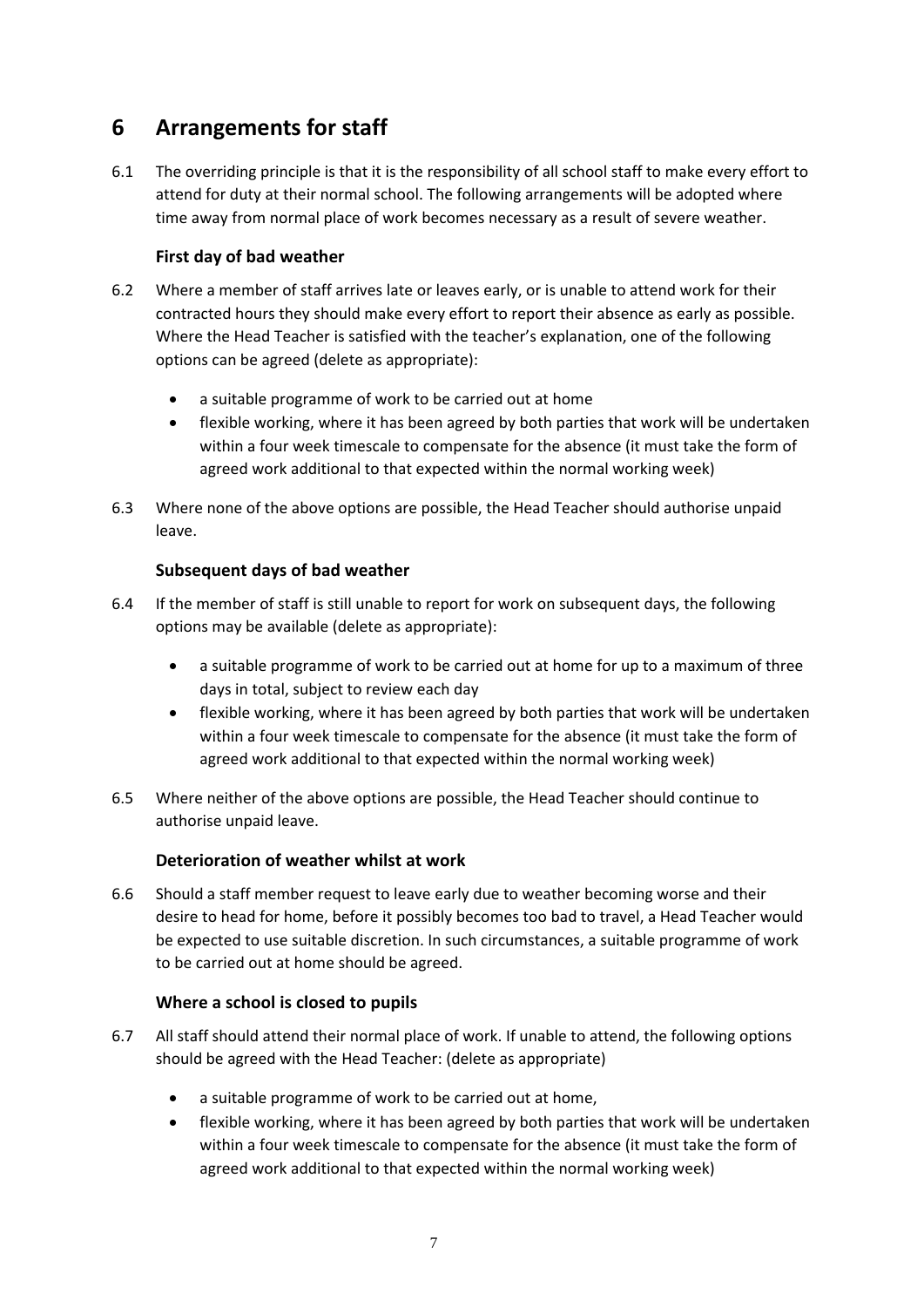# 6 Arrangements for staff

6.1 The overriding principle is that it is the responsibility of all school staff to make every effort to attend for duty at their normal school. The following arrangements will be adopted where time away from normal place of work becomes necessary as a result of severe weather.

### First day of bad weather

6.2 Where a member of staff arrives late or leaves early, or is unable to attend work for their contracted hours they should make every effort to report their absence as early as possible. Where the Head Teacher is satisfied with the teacher's explanation, one of the following options can be agreed (delete as appropriate):

- a suitable programme of work to be carried out at home
- flexible working, where it has been agreed by both parties that work will be undertaken within a four week timescale to compensate for the absence (it must take the form of agreed work additional to that expected within the normal working week)

6.3 Where none of the above options are possible, the Head Teacher should authorise unpaid leave.

### Subsequent days of bad weather

6.4 If the member of staff is still unable to report for work on subsequent days, the following options may be available (delete as appropriate):

- a suitable programme of work to be carried out at home for up to a maximum of three days in total, subject to review each day
- flexible working, where it has been agreed by both parties that work will be undertaken within a four week timescale to compensate for the absence (it must take the form of agreed work additional to that expected within the normal working week)

6.5 Where neither of the above options are possible, the Head Teacher should continue to authorise unpaid leave.

### Deterioration of weather whilst at work

6.6 Should a staff member request to leave early due to weather becoming worse and their desire to head for home, before it possibly becomes too bad to travel, a Head Teacher would be expected to use suitable discretion. In such circumstances, a suitable programme of work to be carried out at home should be agreed.

### Where a school is closed to pupils

6.7 All staff should attend their normal place of work. If unable to attend, the following options should be agreed with the Head Teacher: (delete as appropriate)

- a suitable programme of work to be carried out at home,
- flexible working, where it has been agreed by both parties that work will be undertaken within a four week timescale to compensate for the absence (it must take the form of agreed work additional to that expected within the normal working week)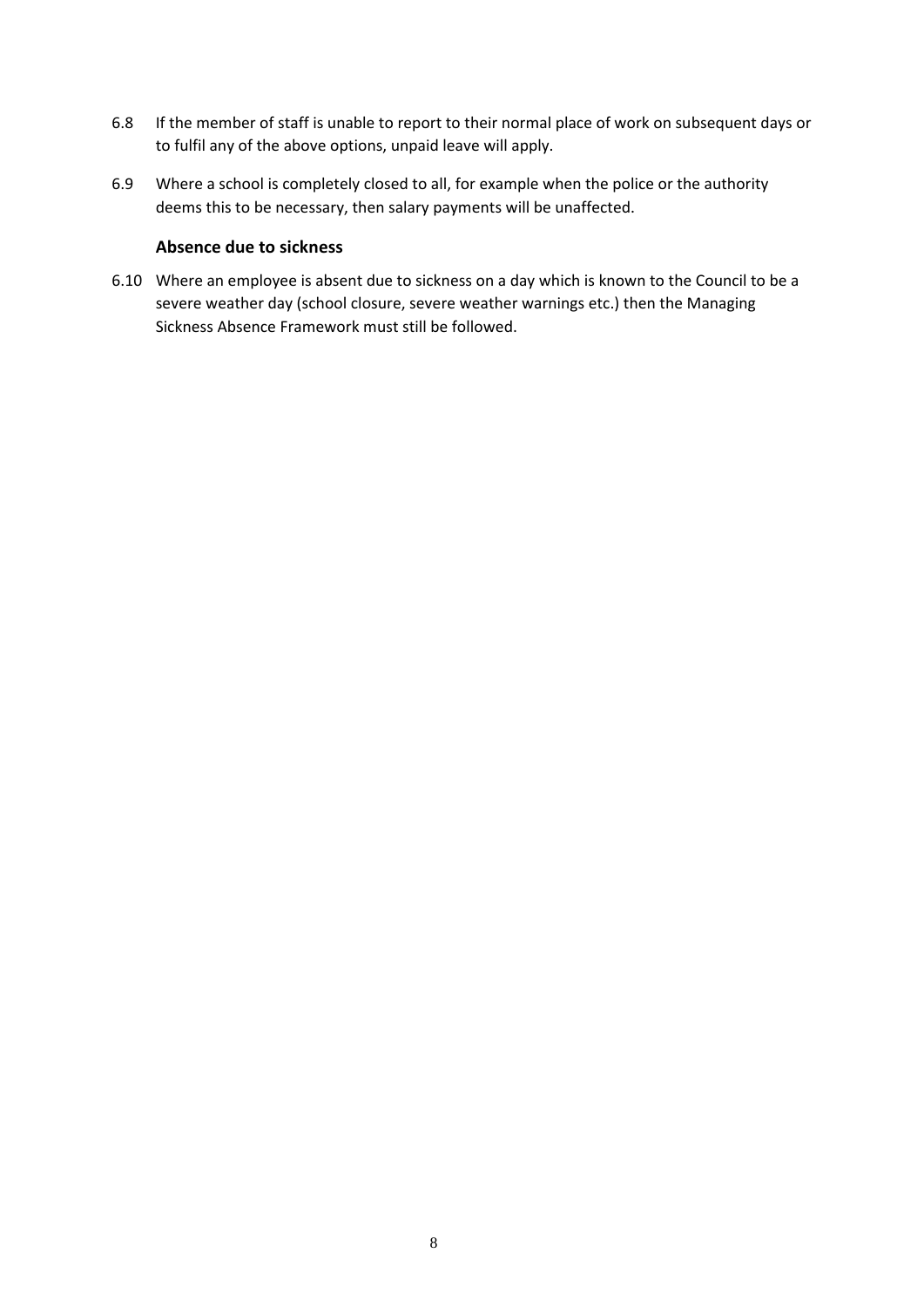6.8 If the member of staff is unable to report to their normal place of work on subsequent days or to fulfil any of the above options, unpaid leave will apply.

6.9 Where a school is completely closed to all, for example when the police or the authority deems this to be necessary, then salary payments will be unaffected.

### Absence due to sickness

6.10 Where an employee is absent due to sickness on a day which is known to the Council to be a severe weather day (school closure, severe weather warnings etc.) then the Managing Sickness Absence Framework must still be followed.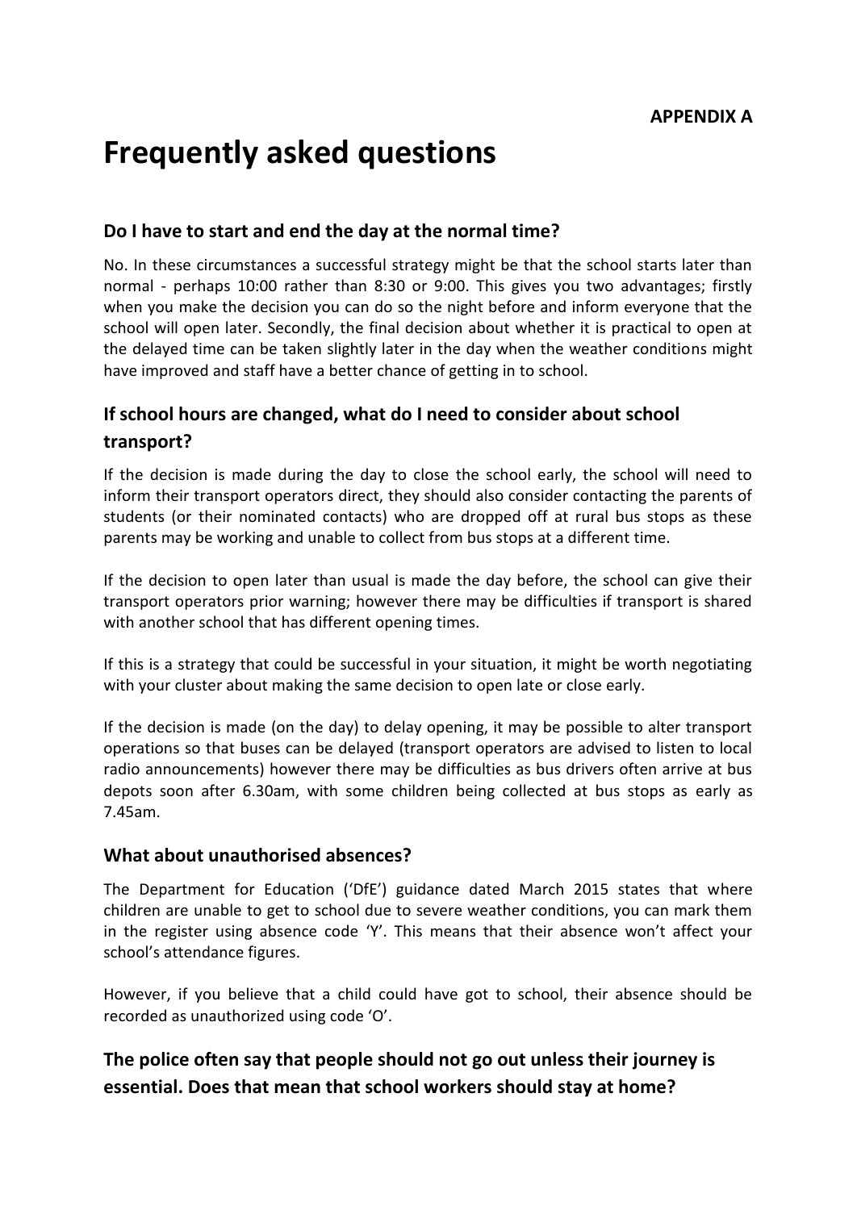**APPENDIX A**

# Frequently asked questions

## Do I have to start and end the day at the normal time?

No. In these circumstances a successful strategy might be that the school starts later than normal - perhaps 10:00 rather than 8:30 or 9:00. This gives you two advantages; firstly when you make the decision you can do so the night before and inform everyone that the school will open later. Secondly, the final decision about whether it is practical to open at the delayed time can be taken slightly later in the day when the weather conditions might have improved and staff have a better chance of getting in to school.

## If school hours are changed, what do I need to consider about school transport?

If the decision is made during the day to close the school early, the school will need to inform their transport operators direct, they should also consider contacting the parents of students (or their nominated contacts) who are dropped off at rural bus stops as these parents may be working and unable to collect from bus stops at a different time.

If the decision to open later than usual is made the day before, the school can give their transport operators prior warning; however there may be difficulties if transport is shared with another school that has different opening times.

If this is a strategy that could be successful in your situation, it might be worth negotiating with your cluster about making the same decision to open late or close early.

If the decision is made (on the day) to delay opening, it may be possible to alter transport operations so that buses can be delayed (transport operators are advised to listen to local radio announcements) however there may be difficulties as bus drivers often arrive at bus depots soon after 6.30am, with some children being collected at bus stops as early as 7.45am.

## What about unauthorised absences?

The Department for Education ('DfE') guidance dated March 2015 states that where children are unable to get to school due to severe weather conditions, you can mark them in the register using absence code 'Y'. This means that their absence won't affect your school's attendance figures.

However, if you believe that a child could have got to school, their absence should be recorded as unauthorized using code 'O'.

## The police often say that people should not go out unless their journey is essential. Does that mean that school workers should stay at home?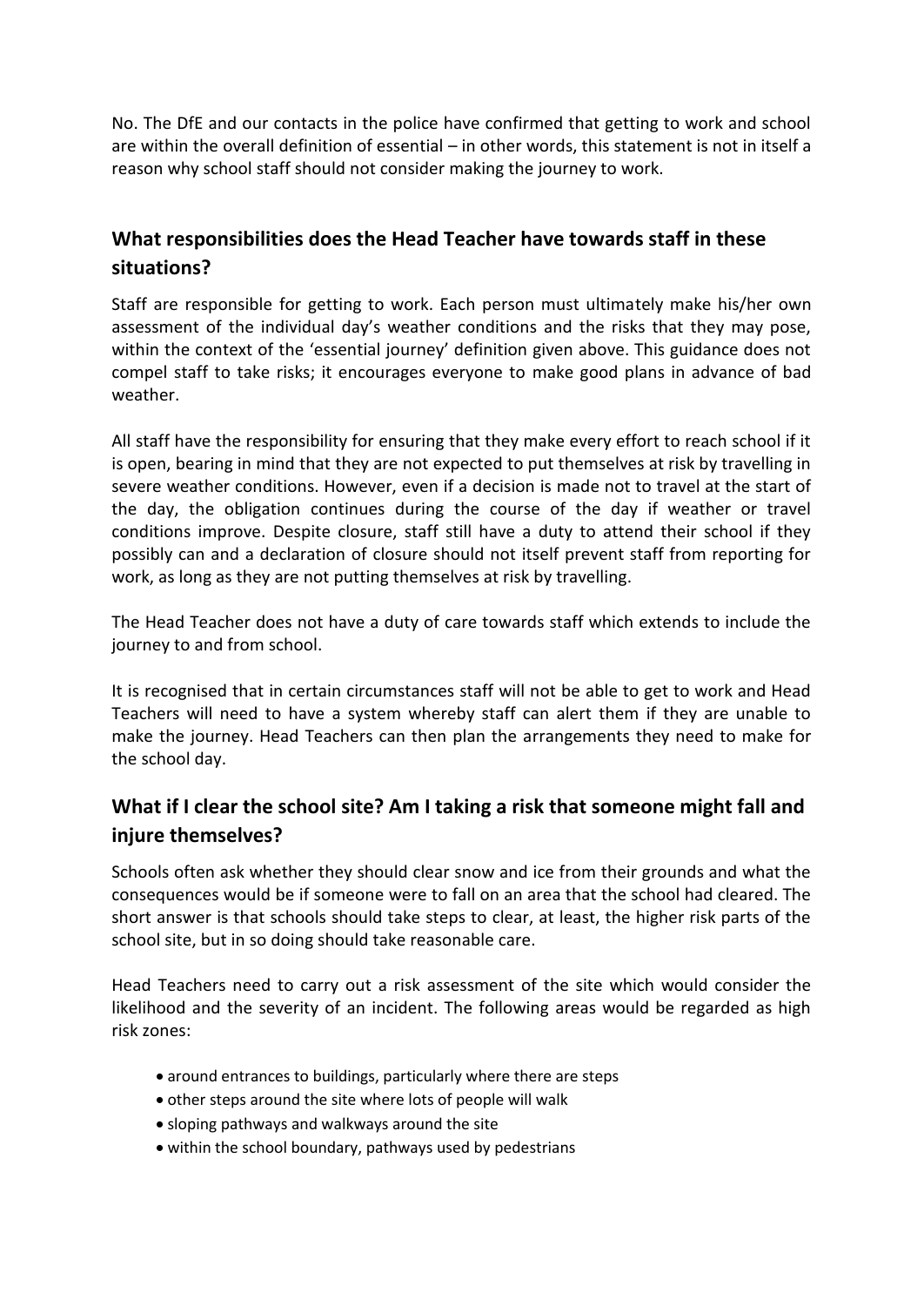No. The DfE and our contacts in the police have confirmed that getting to work and school are within the overall definition of essential – in other words, this statement is not in itself a reason why school staff should not consider making the journey to work.

## What responsibilities does the Head Teacher have towards staff in these situations?

Staff are responsible for getting to work. Each person must ultimately make his/her own assessment of the individual day's weather conditions and the risks that they may pose, within the context of the 'essential journey' definition given above. This guidance does not compel staff to take risks; it encourages everyone to make good plans in advance of bad weather.

All staff have the responsibility for ensuring that they make every effort to reach school if it is open, bearing in mind that they are not expected to put themselves at risk by travelling in severe weather conditions. However, even if a decision is made not to travel at the start of the day, the obligation continues during the course of the day if weather or travel conditions improve. Despite closure, staff still have a duty to attend their school if they possibly can and a declaration of closure should not itself prevent staff from reporting for work, as long as they are not putting themselves at risk by travelling.

The Head Teacher does not have a duty of care towards staff which extends to include the journey to and from school.

It is recognised that in certain circumstances staff will not be able to get to work and Head Teachers will need to have a system whereby staff can alert them if they are unable to make the journey. Head Teachers can then plan the arrangements they need to make for the school day.

## What if I clear the school site? Am I taking a risk that someone might fall and injure themselves?

Schools often ask whether they should clear snow and ice from their grounds and what the consequences would be if someone were to fall on an area that the school had cleared. The short answer is that schools should take steps to clear, at least, the higher risk parts of the school site, but in so doing should take reasonable care.

Head Teachers need to carry out a risk assessment of the site which would consider the likelihood and the severity of an incident. The following areas would be regarded as high risk zones:

- around entrances to buildings, particularly where there are steps
- other steps around the site where lots of people will walk
- sloping pathways and walkways around the site
- within the school boundary, pathways used by pedestrians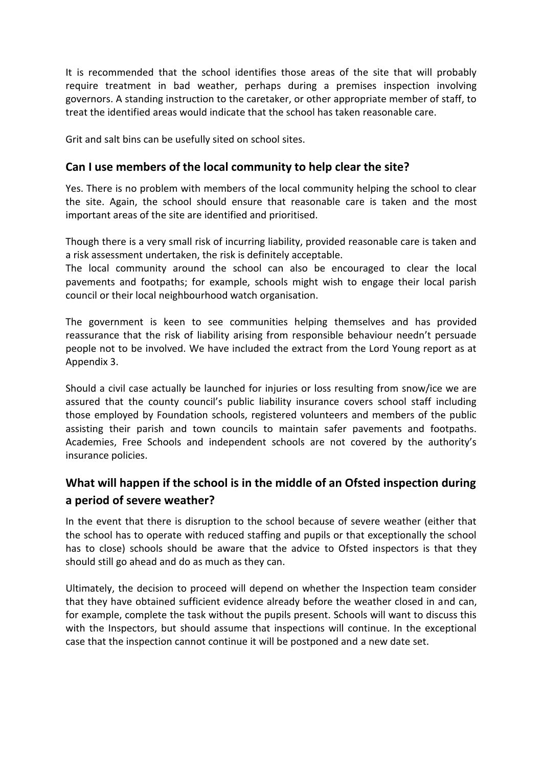It is recommended that the school identifies those areas of the site that will probably require treatment in bad weather, perhaps during a premises inspection involving governors. A standing instruction to the caretaker, or other appropriate member of staff, to treat the identified areas would indicate that the school has taken reasonable care.

Grit and salt bins can be usefully sited on school sites.

## Can I use members of the local community to help clear the site?

Yes. There is no problem with members of the local community helping the school to clear the site. Again, the school should ensure that reasonable care is taken and the most important areas of the site are identified and prioritised.

Though there is a very small risk of incurring liability, provided reasonable care is taken and a risk assessment undertaken, the risk is definitely acceptable.
The local community around the school can also be encouraged to clear the local pavements and footpaths; for example, schools might wish to engage their local parish council or their local neighbourhood watch organisation.

The government is keen to see communities helping themselves and has provided reassurance that the risk of liability arising from responsible behaviour needn't persuade people not to be involved. We have included the extract from the Lord Young report as at Appendix 3.

Should a civil case actually be launched for injuries or loss resulting from snow/ice we are assured that the county council's public liability insurance covers school staff including those employed by Foundation schools, registered volunteers and members of the public assisting their parish and town councils to maintain safer pavements and footpaths. Academies, Free Schools and independent schools are not covered by the authority's insurance policies.

## What will happen if the school is in the middle of an Ofsted inspection during a period of severe weather?

In the event that there is disruption to the school because of severe weather (either that the school has to operate with reduced staffing and pupils or that exceptionally the school has to close) schools should be aware that the advice to Ofsted inspectors is that they should still go ahead and do as much as they can.

Ultimately, the decision to proceed will depend on whether the Inspection team consider that they have obtained sufficient evidence already before the weather closed in and can, for example, complete the task without the pupils present. Schools will want to discuss this with the Inspectors, but should assume that inspections will continue. In the exceptional case that the inspection cannot continue it will be postponed and a new date set.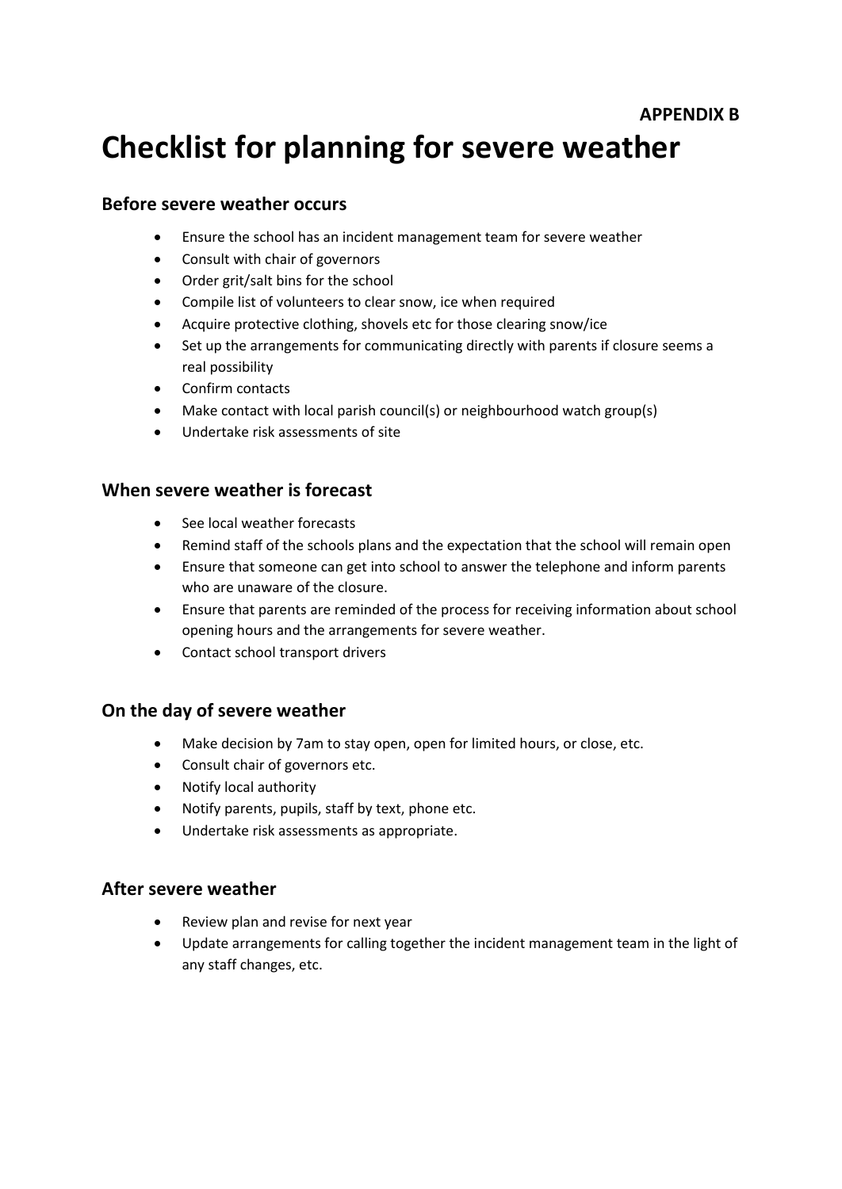**APPENDIX B**

# Checklist for planning for severe weather

## Before severe weather occurs

- Ensure the school has an incident management team for severe weather
- Consult with chair of governors
- Order grit/salt bins for the school
- Compile list of volunteers to clear snow, ice when required
- Acquire protective clothing, shovels etc for those clearing snow/ice
- Set up the arrangements for communicating directly with parents if closure seems a real possibility
- Confirm contacts
- Make contact with local parish council(s) or neighbourhood watch group(s)
- Undertake risk assessments of site

## When severe weather is forecast

- See local weather forecasts
- Remind staff of the schools plans and the expectation that the school will remain open
- Ensure that someone can get into school to answer the telephone and inform parents who are unaware of the closure.
- Ensure that parents are reminded of the process for receiving information about school opening hours and the arrangements for severe weather.
- Contact school transport drivers

## On the day of severe weather

- Make decision by 7am to stay open, open for limited hours, or close, etc.
- Consult chair of governors etc.
- Notify local authority
- Notify parents, pupils, staff by text, phone etc.
- Undertake risk assessments as appropriate.

## After severe weather

- Review plan and revise for next year
- Update arrangements for calling together the incident management team in the light of any staff changes, etc.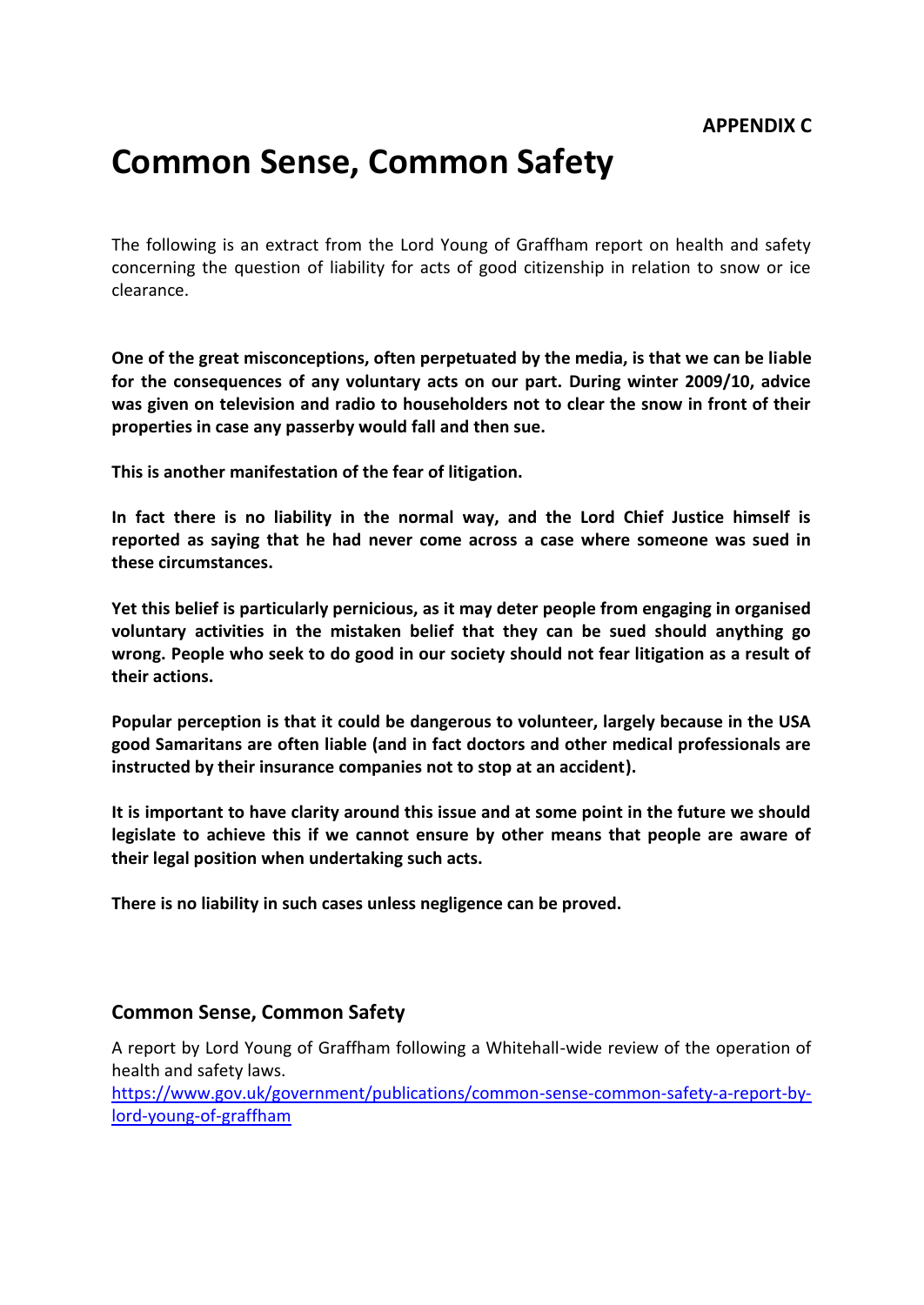**APPENDIX C**

# Common Sense, Common Safety

The following is an extract from the Lord Young of Graffham report on health and safety concerning the question of liability for acts of good citizenship in relation to snow or ice clearance.

**One of the great misconceptions, often perpetuated by the media, is that we can be liable for the consequences of any voluntary acts on our part. During winter 2009/10, advice was given on television and radio to householders not to clear the snow in front of their properties in case any passerby would fall and then sue.**

**This is another manifestation of the fear of litigation.**

**In fact there is no liability in the normal way, and the Lord Chief Justice himself is reported as saying that he had never come across a case where someone was sued in these circumstances.**

**Yet this belief is particularly pernicious, as it may deter people from engaging in organised voluntary activities in the mistaken belief that they can be sued should anything go wrong. People who seek to do good in our society should not fear litigation as a result of their actions.**

**Popular perception is that it could be dangerous to volunteer, largely because in the USA good Samaritans are often liable (and in fact doctors and other medical professionals are instructed by their insurance companies not to stop at an accident).**

**It is important to have clarity around this issue and at some point in the future we should legislate to achieve this if we cannot ensure by other means that people are aware of their legal position when undertaking such acts.**

**There is no liability in such cases unless negligence can be proved.**

## Common Sense, Common Safety

A report by Lord Young of Graffham following a Whitehall-wide review of the operation of health and safety laws.
https://www.gov.uk/government/publications/common-sense-common-safety-a-report-by-lord-young-of-graffham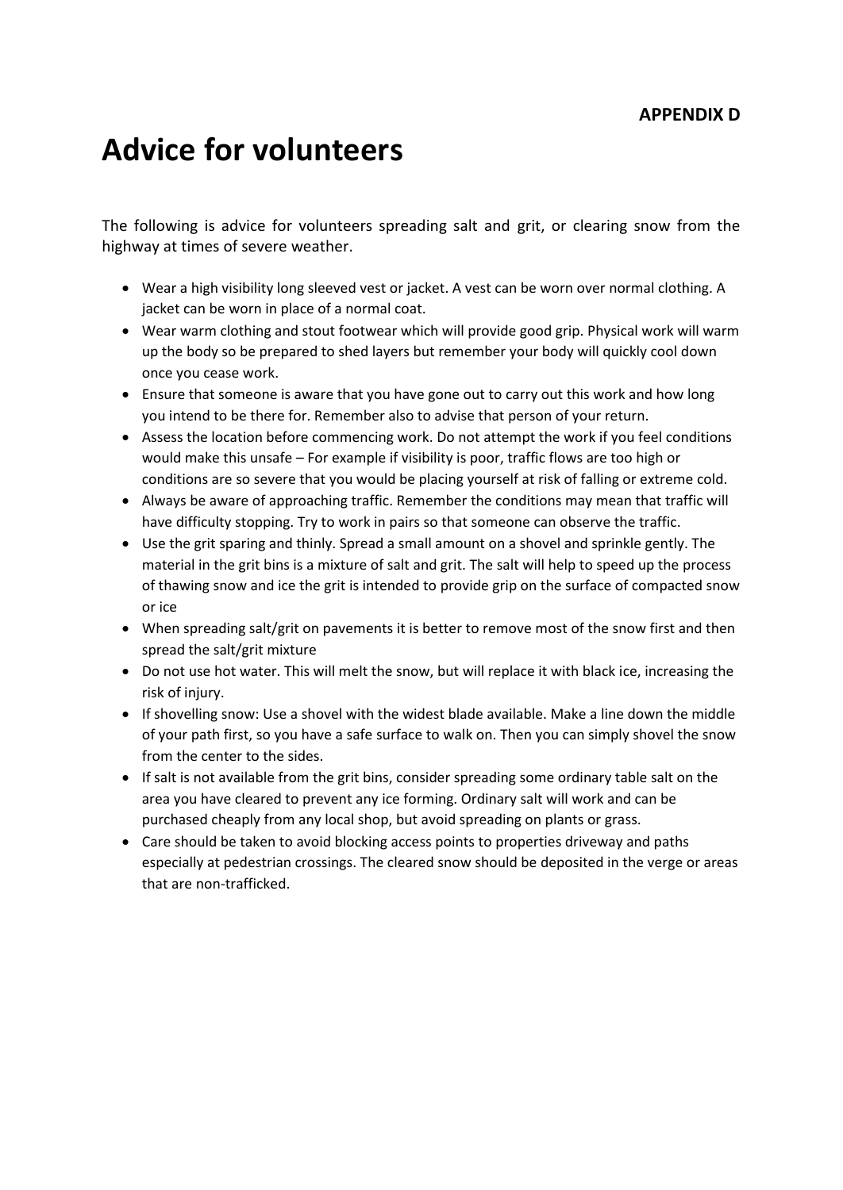**APPENDIX D**

# Advice for volunteers

The following is advice for volunteers spreading salt and grit, or clearing snow from the highway at times of severe weather.

- Wear a high visibility long sleeved vest or jacket. A vest can be worn over normal clothing. A jacket can be worn in place of a normal coat.
- Wear warm clothing and stout footwear which will provide good grip. Physical work will warm up the body so be prepared to shed layers but remember your body will quickly cool down once you cease work.
- Ensure that someone is aware that you have gone out to carry out this work and how long you intend to be there for. Remember also to advise that person of your return.
- Assess the location before commencing work. Do not attempt the work if you feel conditions would make this unsafe – For example if visibility is poor, traffic flows are too high or conditions are so severe that you would be placing yourself at risk of falling or extreme cold.
- Always be aware of approaching traffic. Remember the conditions may mean that traffic will have difficulty stopping. Try to work in pairs so that someone can observe the traffic.
- Use the grit sparing and thinly. Spread a small amount on a shovel and sprinkle gently. The material in the grit bins is a mixture of salt and grit. The salt will help to speed up the process of thawing snow and ice the grit is intended to provide grip on the surface of compacted snow or ice
- When spreading salt/grit on pavements it is better to remove most of the snow first and then spread the salt/grit mixture
- Do not use hot water. This will melt the snow, but will replace it with black ice, increasing the risk of injury.
- If shovelling snow: Use a shovel with the widest blade available. Make a line down the middle of your path first, so you have a safe surface to walk on. Then you can simply shovel the snow from the center to the sides.
- If salt is not available from the grit bins, consider spreading some ordinary table salt on the area you have cleared to prevent any ice forming. Ordinary salt will work and can be purchased cheaply from any local shop, but avoid spreading on plants or grass.
- Care should be taken to avoid blocking access points to properties driveway and paths especially at pedestrian crossings. The cleared snow should be deposited in the verge or areas that are non-trafficked.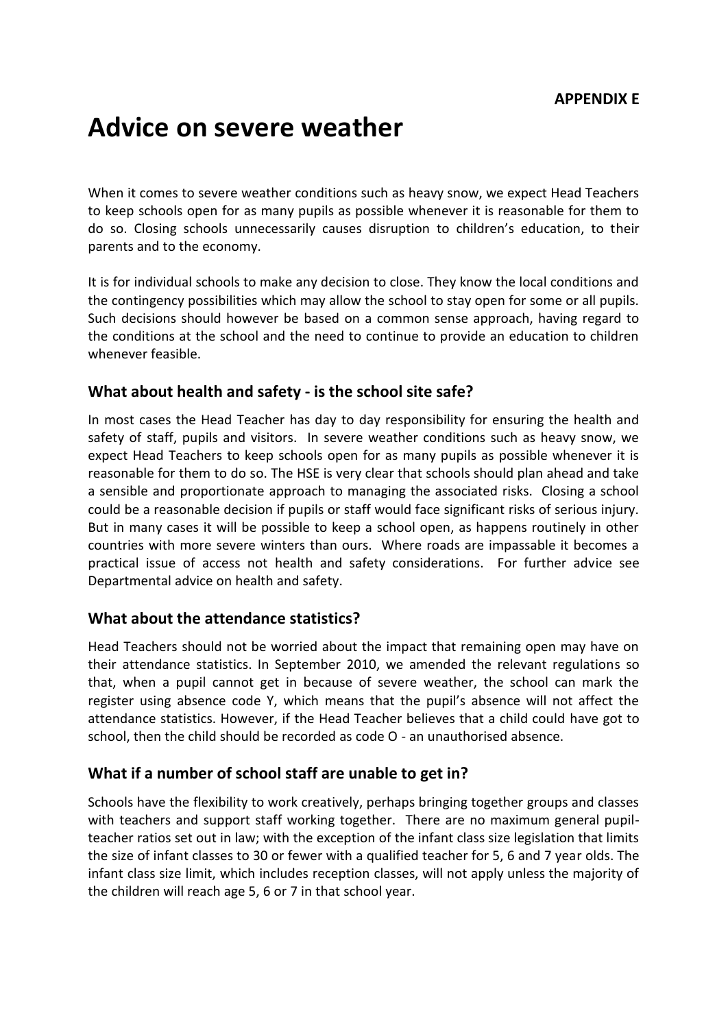**APPENDIX E**

# Advice on severe weather

When it comes to severe weather conditions such as heavy snow, we expect Head Teachers to keep schools open for as many pupils as possible whenever it is reasonable for them to do so. Closing schools unnecessarily causes disruption to children's education, to their parents and to the economy.

It is for individual schools to make any decision to close. They know the local conditions and the contingency possibilities which may allow the school to stay open for some or all pupils. Such decisions should however be based on a common sense approach, having regard to the conditions at the school and the need to continue to provide an education to children whenever feasible.

## What about health and safety - is the school site safe?

In most cases the Head Teacher has day to day responsibility for ensuring the health and safety of staff, pupils and visitors. In severe weather conditions such as heavy snow, we expect Head Teachers to keep schools open for as many pupils as possible whenever it is reasonable for them to do so. The HSE is very clear that schools should plan ahead and take a sensible and proportionate approach to managing the associated risks. Closing a school could be a reasonable decision if pupils or staff would face significant risks of serious injury. But in many cases it will be possible to keep a school open, as happens routinely in other countries with more severe winters than ours. Where roads are impassable it becomes a practical issue of access not health and safety considerations. For further advice see Departmental advice on health and safety.

## What about the attendance statistics?

Head Teachers should not be worried about the impact that remaining open may have on their attendance statistics. In September 2010, we amended the relevant regulations so that, when a pupil cannot get in because of severe weather, the school can mark the register using absence code Y, which means that the pupil's absence will not affect the attendance statistics. However, if the Head Teacher believes that a child could have got to school, then the child should be recorded as code O - an unauthorised absence.

## What if a number of school staff are unable to get in?

Schools have the flexibility to work creatively, perhaps bringing together groups and classes with teachers and support staff working together. There are no maximum general pupil-teacher ratios set out in law; with the exception of the infant class size legislation that limits the size of infant classes to 30 or fewer with a qualified teacher for 5, 6 and 7 year olds. The infant class size limit, which includes reception classes, will not apply unless the majority of the children will reach age 5, 6 or 7 in that school year.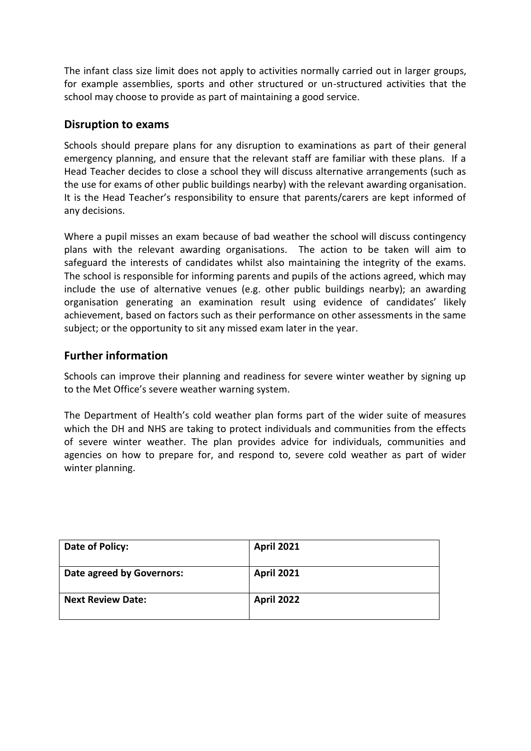The infant class size limit does not apply to activities normally carried out in larger groups, for example assemblies, sports and other structured or un-structured activities that the school may choose to provide as part of maintaining a good service.

## Disruption to exams

Schools should prepare plans for any disruption to examinations as part of their general emergency planning, and ensure that the relevant staff are familiar with these plans. If a Head Teacher decides to close a school they will discuss alternative arrangements (such as the use for exams of other public buildings nearby) with the relevant awarding organisation. It is the Head Teacher's responsibility to ensure that parents/carers are kept informed of any decisions.

Where a pupil misses an exam because of bad weather the school will discuss contingency plans with the relevant awarding organisations. The action to be taken will aim to safeguard the interests of candidates whilst also maintaining the integrity of the exams. The school is responsible for informing parents and pupils of the actions agreed, which may include the use of alternative venues (e.g. other public buildings nearby); an awarding organisation generating an examination result using evidence of candidates' likely achievement, based on factors such as their performance on other assessments in the same subject; or the opportunity to sit any missed exam later in the year.

## Further information

Schools can improve their planning and readiness for severe winter weather by signing up to the Met Office's severe weather warning system.

The Department of Health's cold weather plan forms part of the wider suite of measures which the DH and NHS are taking to protect individuals and communities from the effects of severe winter weather. The plan provides advice for individuals, communities and agencies on how to prepare for, and respond to, severe cold weather as part of wider winter planning.

| | |
|---|---|
| **Date of Policy:** | **April 2021** |
| **Date agreed by Governors:** | **April 2021** |
| **Next Review Date:** | **April 2022** |